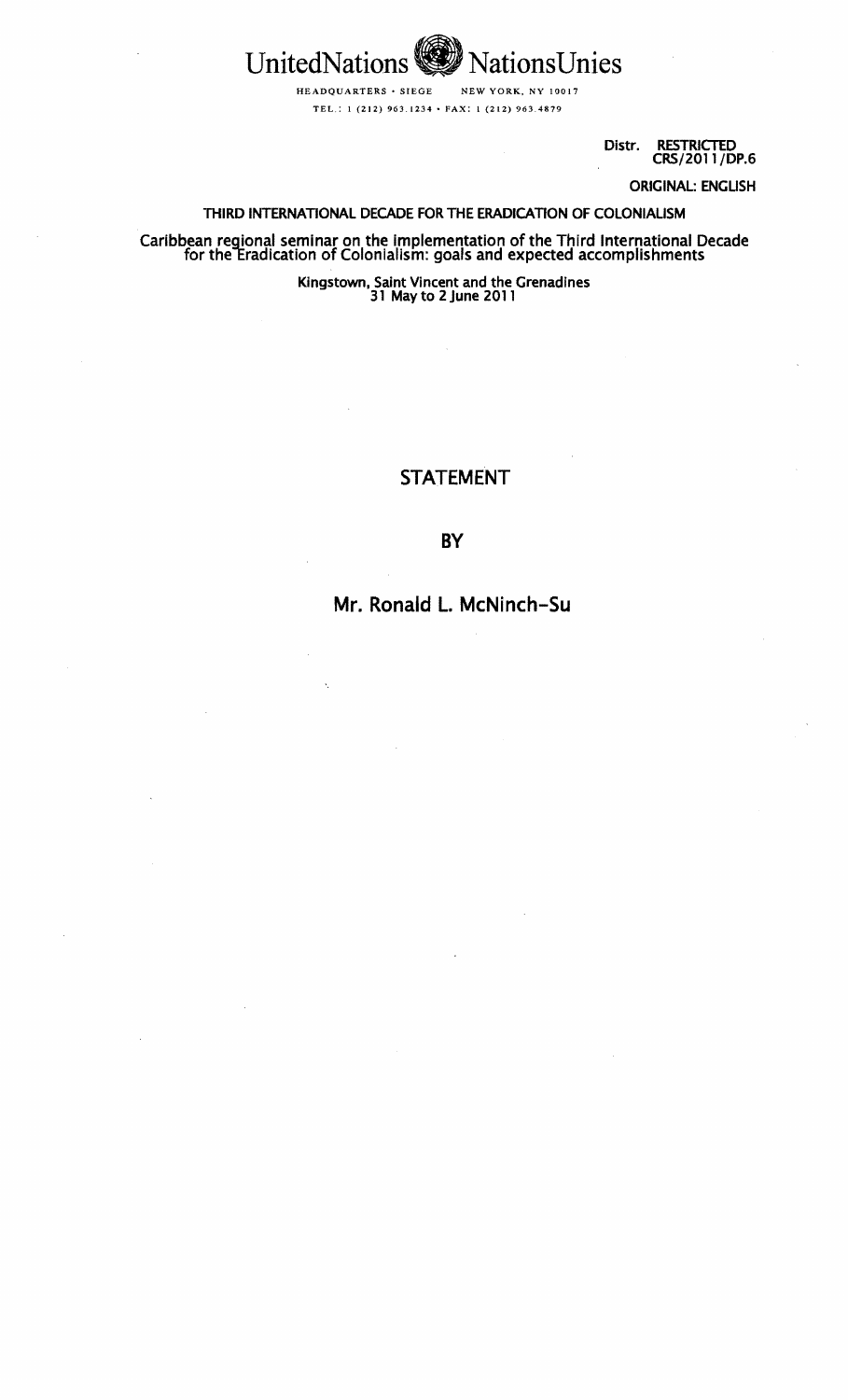United Nations Nations Unies

HEADQUARTERS • SIEGE NEW YORK, NY 10017

TEL.: 1 (212) 963.1234 • FAX: 1 (212) 963.4879

Distr. RESTRICTED
CRS/2011/DP.6

ORIGINAL: ENGLISH

THIRD INTERNATIONAL DECADE FOR THE ERADICATION OF COLONIALISM

Caribbean regional seminar on the implementation of the Third International Decade for the Eradication of Colonialism: goals and expected accomplishments

Kingstown, Saint Vincent and the Grenadines
31 May to 2 June 2011

# STATEMENT

# BY

# Mr. Ronald L. McNinch-Su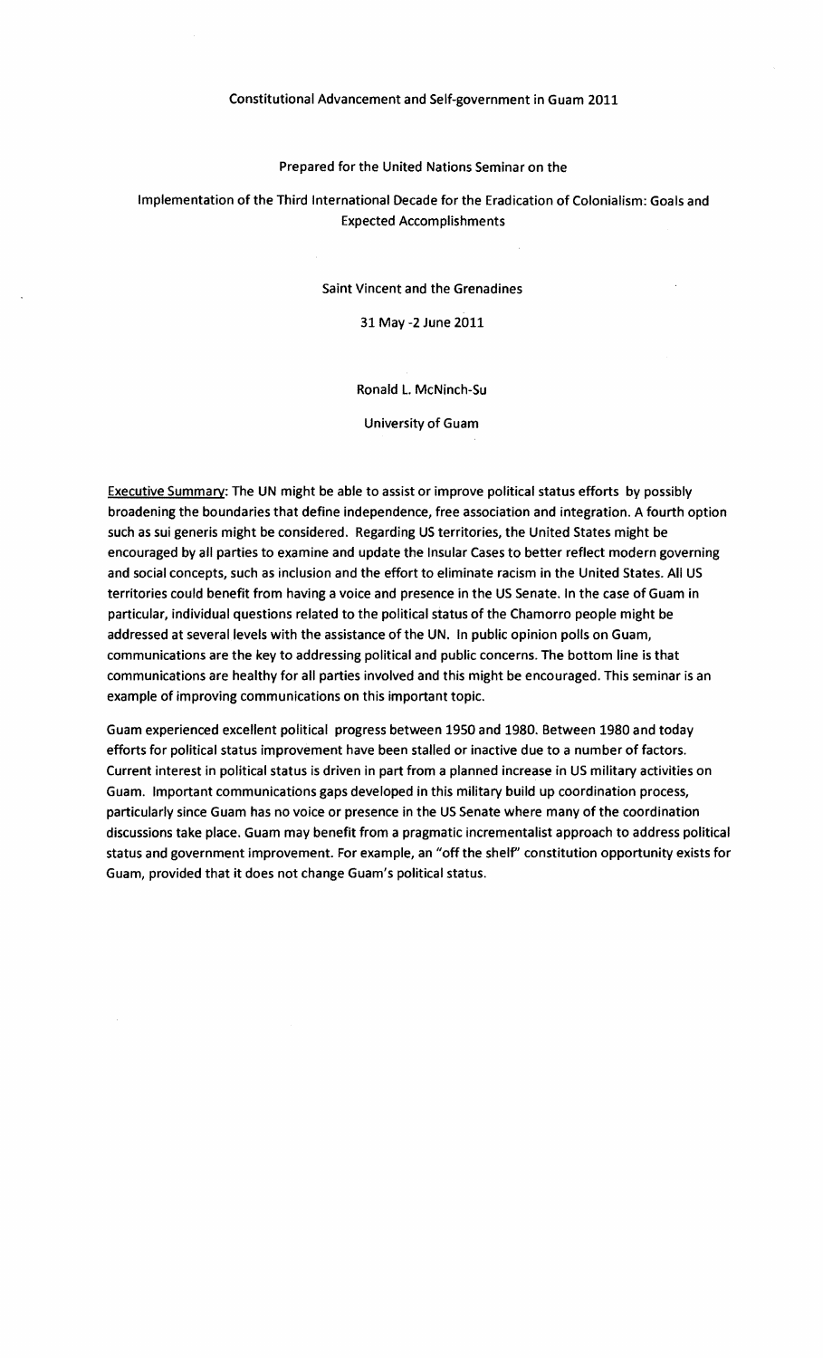Constitutional Advancement and Self-government in Guam 2011

Prepared for the United Nations Seminar on the

Implementation of the Third International Decade for the Eradication of Colonialism: Goals and Expected Accomplishments

Saint Vincent and the Grenadines

31 May -2 June 2011

Ronald L. McNinch-Su

University of Guam

<u>Executive Summary</u>: The UN might be able to assist or improve political status efforts by possibly broadening the boundaries that define independence, free association and integration. A fourth option such as sui generis might be considered. Regarding US territories, the United States might be encouraged by all parties to examine and update the Insular Cases to better reflect modern governing and social concepts, such as inclusion and the effort to eliminate racism in the United States. All US territories could benefit from having a voice and presence in the US Senate. In the case of Guam in particular, individual questions related to the political status of the Chamorro people might be addressed at several levels with the assistance of the UN. In public opinion polls on Guam, communications are the key to addressing political and public concerns. The bottom line is that communications are healthy for all parties involved and this might be encouraged. This seminar is an example of improving communications on this important topic.

Guam experienced excellent political progress between 1950 and 1980. Between 1980 and today efforts for political status improvement have been stalled or inactive due to a number of factors. Current interest in political status is driven in part from a planned increase in US military activities on Guam. Important communications gaps developed in this military build up coordination process, particularly since Guam has no voice or presence in the US Senate where many of the coordination discussions take place. Guam may benefit from a pragmatic incrementalist approach to address political status and government improvement. For example, an "off the shelf" constitution opportunity exists for Guam, provided that it does not change Guam's political status.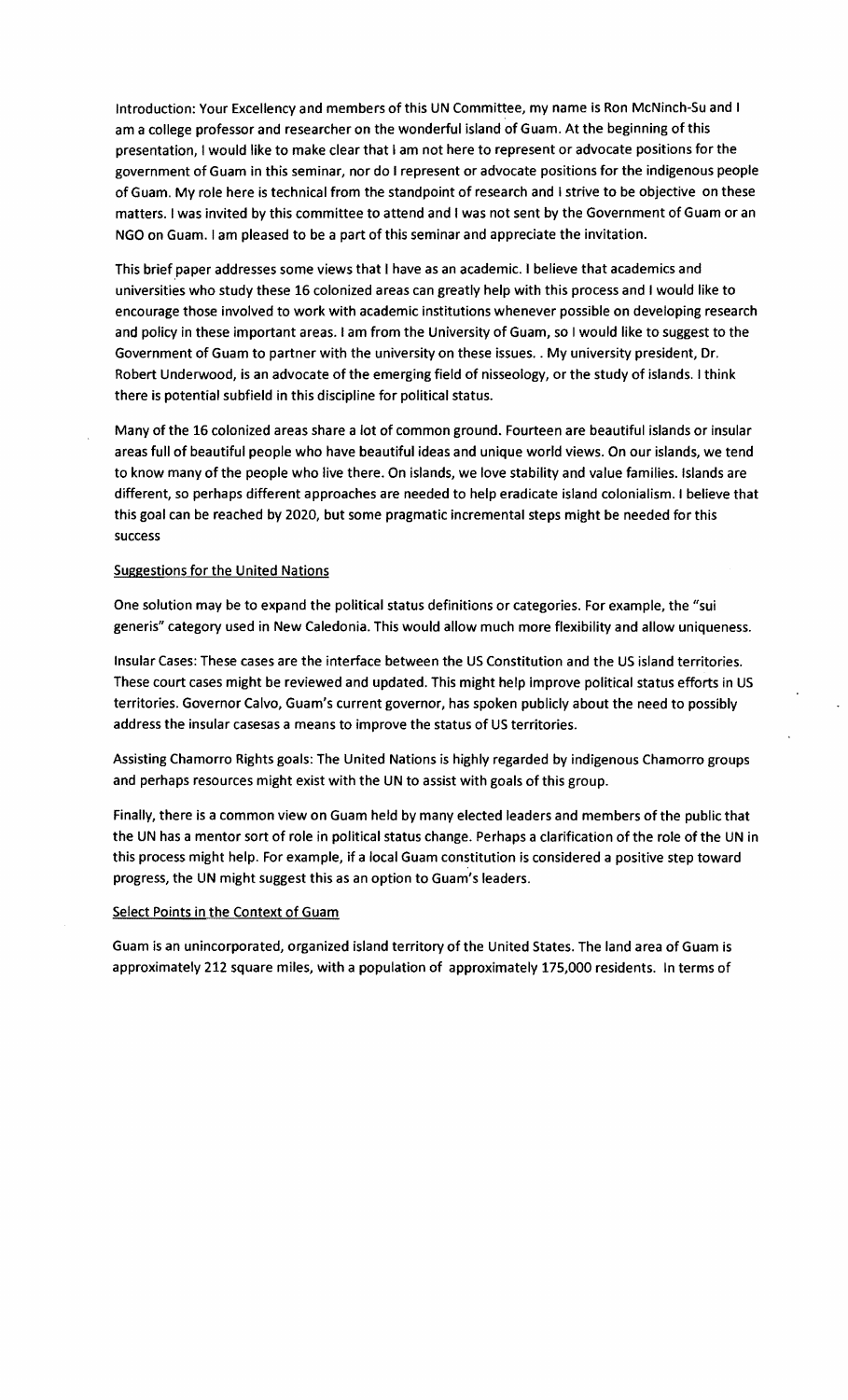Introduction: Your Excellency and members of this UN Committee, my name is Ron McNinch-Su and I am a college professor and researcher on the wonderful island of Guam. At the beginning of this presentation, I would like to make clear that I am not here to represent or advocate positions for the government of Guam in this seminar, nor do I represent or advocate positions for the indigenous people of Guam. My role here is technical from the standpoint of research and I strive to be objective on these matters. I was invited by this committee to attend and I was not sent by the Government of Guam or an NGO on Guam. I am pleased to be a part of this seminar and appreciate the invitation.

This brief paper addresses some views that I have as an academic. I believe that academics and universities who study these 16 colonized areas can greatly help with this process and I would like to encourage those involved to work with academic institutions whenever possible on developing research and policy in these important areas. I am from the University of Guam, so I would like to suggest to the Government of Guam to partner with the university on these issues. . My university president, Dr. Robert Underwood, is an advocate of the emerging field of nisseology, or the study of islands. I think there is potential subfield in this discipline for political status.

Many of the 16 colonized areas share a lot of common ground. Fourteen are beautiful islands or insular areas full of beautiful people who have beautiful ideas and unique world views. On our islands, we tend to know many of the people who live there. On islands, we love stability and value families. Islands are different, so perhaps different approaches are needed to help eradicate island colonialism. I believe that this goal can be reached by 2020, but some pragmatic incremental steps might be needed for this success

## Suggestions for the United Nations

One solution may be to expand the political status definitions or categories. For example, the "sui generis" category used in New Caledonia. This would allow much more flexibility and allow uniqueness.

Insular Cases: These cases are the interface between the US Constitution and the US island territories. These court cases might be reviewed and updated. This might help improve political status efforts in US territories. Governor Calvo, Guam's current governor, has spoken publicly about the need to possibly address the insular casesas a means to improve the status of US territories.

Assisting Chamorro Rights goals: The United Nations is highly regarded by indigenous Chamorro groups and perhaps resources might exist with the UN to assist with goals of this group.

Finally, there is a common view on Guam held by many elected leaders and members of the public that the UN has a mentor sort of role in political status change. Perhaps a clarification of the role of the UN in this process might help. For example, if a local Guam constitution is considered a positive step toward progress, the UN might suggest this as an option to Guam's leaders.

## Select Points in the Context of Guam

Guam is an unincorporated, organized island territory of the United States. The land area of Guam is approximately 212 square miles, with a population of approximately 175,000 residents. In terms of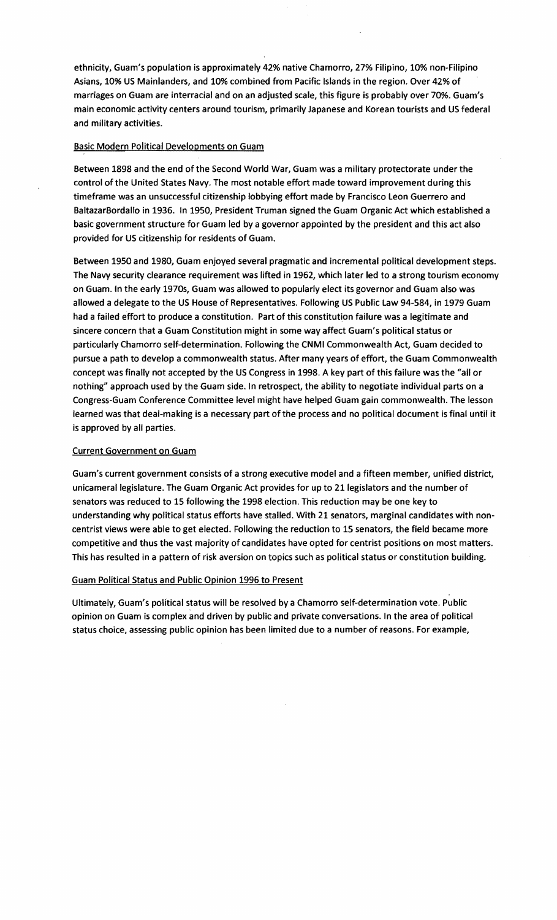ethnicity, Guam's population is approximately 42% native Chamorro, 27% Filipino, 10% non-Filipino Asians, 10% US Mainlanders, and 10% combined from Pacific Islands in the region. Over 42% of marriages on Guam are interracial and on an adjusted scale, this figure is probably over 70%. Guam's main economic activity centers around tourism, primarily Japanese and Korean tourists and US federal and military activities.

## Basic Modern Political Developments on Guam

Between 1898 and the end of the Second World War, Guam was a military protectorate under the control of the United States Navy. The most notable effort made toward improvement during this timeframe was an unsuccessful citizenship lobbying effort made by Francisco Leon Guerrero and BaltazarBordallo in 1936. In 1950, President Truman signed the Guam Organic Act which established a basic government structure for Guam led by a governor appointed by the president and this act also provided for US citizenship for residents of Guam.

Between 1950 and 1980, Guam enjoyed several pragmatic and incremental political development steps. The Navy security clearance requirement was lifted in 1962, which later led to a strong tourism economy on Guam. In the early 1970s, Guam was allowed to popularly elect its governor and Guam also was allowed a delegate to the US House of Representatives. Following US Public Law 94-584, in 1979 Guam had a failed effort to produce a constitution. Part of this constitution failure was a legitimate and sincere concern that a Guam Constitution might in some way affect Guam's political status or particularly Chamorro self-determination. Following the CNMI Commonwealth Act, Guam decided to pursue a path to develop a commonwealth status. After many years of effort, the Guam Commonwealth concept was finally not accepted by the US Congress in 1998. A key part of this failure was the "all or nothing" approach used by the Guam side. In retrospect, the ability to negotiate individual parts on a Congress-Guam Conference Committee level might have helped Guam gain commonwealth. The lesson learned was that deal-making is a necessary part of the process and no political document is final until it is approved by all parties.

## Current Government on Guam

Guam's current government consists of a strong executive model and a fifteen member, unified district, unicameral legislature. The Guam Organic Act provides for up to 21 legislators and the number of senators was reduced to 15 following the 1998 election. This reduction may be one key to understanding why political status efforts have stalled. With 21 senators, marginal candidates with non-centrist views were able to get elected. Following the reduction to 15 senators, the field became more competitive and thus the vast majority of candidates have opted for centrist positions on most matters. This has resulted in a pattern of risk aversion on topics such as political status or constitution building.

## Guam Political Status and Public Opinion 1996 to Present

Ultimately, Guam's political status will be resolved by a Chamorro self-determination vote. Public opinion on Guam is complex and driven by public and private conversations. In the area of political status choice, assessing public opinion has been limited due to a number of reasons. For example,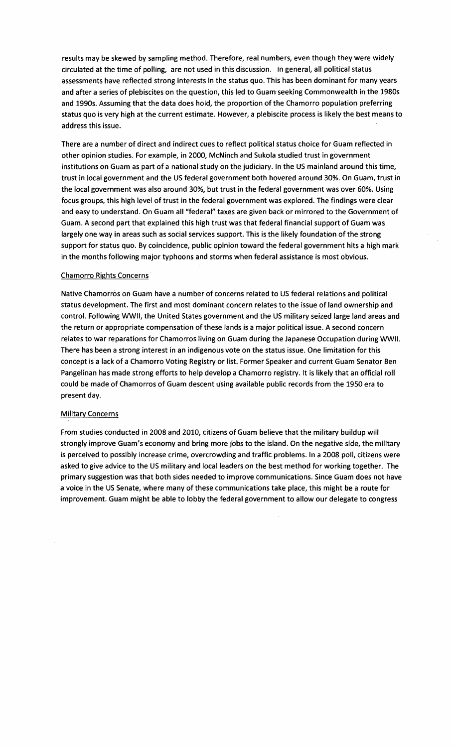results may be skewed by sampling method. Therefore, real numbers, even though they were widely circulated at the time of polling, are not used in this discussion. In general, all political status assessments have reflected strong interests in the status quo. This has been dominant for many years and after a series of plebiscites on the question, this led to Guam seeking Commonwealth in the 1980s and 1990s. Assuming that the data does hold, the proportion of the Chamorro population preferring status quo is very high at the current estimate. However, a plebiscite process is likely the best means to address this issue.

There are a number of direct and indirect cues to reflect political status choice for Guam reflected in other opinion studies. For example, in 2000, McNinch and Sukola studied trust in government institutions on Guam as part of a national study on the judiciary. In the US mainland around this time, trust in local government and the US federal government both hovered around 30%. On Guam, trust in the local government was also around 30%, but trust in the federal government was over 60%. Using focus groups, this high level of trust in the federal government was explored. The findings were clear and easy to understand. On Guam all "federal" taxes are given back or mirrored to the Government of Guam. A second part that explained this high trust was that federal financial support of Guam was largely one way in areas such as social services support. This is the likely foundation of the strong support for status quo. By coincidence, public opinion toward the federal government hits a high mark in the months following major typhoons and storms when federal assistance is most obvious.

## Chamorro Rights Concerns

Native Chamorros on Guam have a number of concerns related to US federal relations and political status development. The first and most dominant concern relates to the issue of land ownership and control. Following WWII, the United States government and the US military seized large land areas and the return or appropriate compensation of these lands is a major political issue. A second concern relates to war reparations for Chamorros living on Guam during the Japanese Occupation during WWII. There has been a strong interest in an indigenous vote on the status issue. One limitation for this concept is a lack of a Chamorro Voting Registry or list. Former Speaker and current Guam Senator Ben Pangelinan has made strong efforts to help develop a Chamorro registry. It is likely that an official roll could be made of Chamorros of Guam descent using available public records from the 1950 era to present day.

## Military Concerns

From studies conducted in 2008 and 2010, citizens of Guam believe that the military buildup will strongly improve Guam's economy and bring more jobs to the island. On the negative side, the military is perceived to possibly increase crime, overcrowding and traffic problems. In a 2008 poll, citizens were asked to give advice to the US military and local leaders on the best method for working together. The primary suggestion was that both sides needed to improve communications. Since Guam does not have a voice in the US Senate, where many of these communications take place, this might be a route for improvement. Guam might be able to lobby the federal government to allow our delegate to congress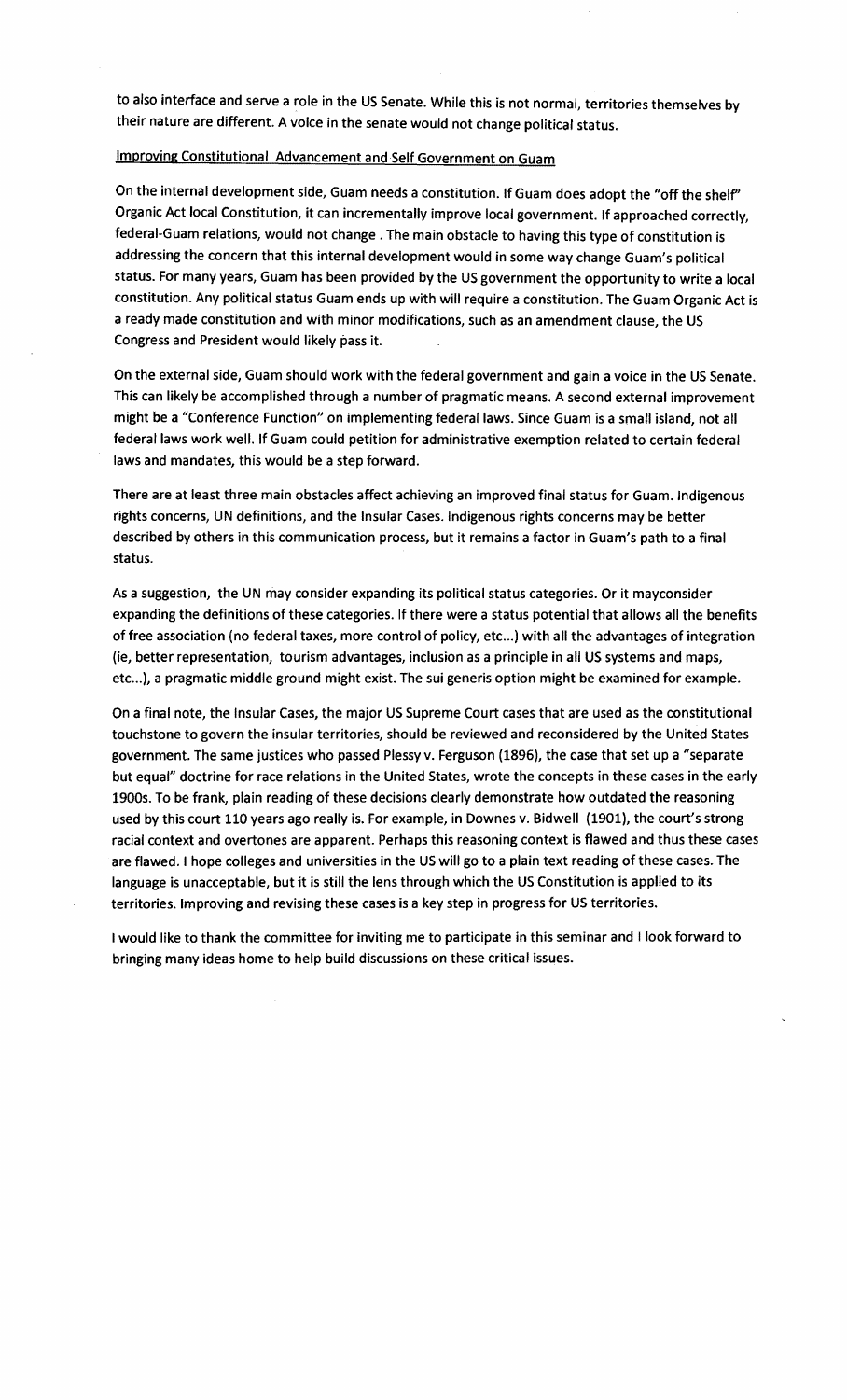to also interface and serve a role in the US Senate. While this is not normal, territories themselves by their nature are different. A voice in the senate would not change political status.

Improving Constitutional Advancement and Self Government on Guam

On the internal development side, Guam needs a constitution. If Guam does adopt the "off the shelf" Organic Act local Constitution, it can incrementally improve local government. If approached correctly, federal-Guam relations, would not change . The main obstacle to having this type of constitution is addressing the concern that this internal development would in some way change Guam's political status. For many years, Guam has been provided by the US government the opportunity to write a local constitution. Any political status Guam ends up with will require a constitution. The Guam Organic Act is a ready made constitution and with minor modifications, such as an amendment clause, the US Congress and President would likely pass it.

On the external side, Guam should work with the federal government and gain a voice in the US Senate. This can likely be accomplished through a number of pragmatic means. A second external improvement might be a "Conference Function" on implementing federal laws. Since Guam is a small island, not all federal laws work well. If Guam could petition for administrative exemption related to certain federal laws and mandates, this would be a step forward.

There are at least three main obstacles affect achieving an improved final status for Guam. Indigenous rights concerns, UN definitions, and the Insular Cases. Indigenous rights concerns may be better described by others in this communication process, but it remains a factor in Guam's path to a final status.

As a suggestion, the UN may consider expanding its political status categories. Or it mayconsider expanding the definitions of these categories. If there were a status potential that allows all the benefits of free association (no federal taxes, more control of policy, etc...) with all the advantages of integration (ie, better representation, tourism advantages, inclusion as a principle in all US systems and maps, etc...), a pragmatic middle ground might exist. The sui generis option might be examined for example.

On a final note, the Insular Cases, the major US Supreme Court cases that are used as the constitutional touchstone to govern the insular territories, should be reviewed and reconsidered by the United States government. The same justices who passed Plessy v. Ferguson (1896), the case that set up a "separate but equal" doctrine for race relations in the United States, wrote the concepts in these cases in the early 1900s. To be frank, plain reading of these decisions clearly demonstrate how outdated the reasoning used by this court 110 years ago really is. For example, in Downes v. Bidwell (1901), the court's strong racial context and overtones are apparent. Perhaps this reasoning context is flawed and thus these cases are flawed. I hope colleges and universities in the US will go to a plain text reading of these cases. The language is unacceptable, but it is still the lens through which the US Constitution is applied to its territories. Improving and revising these cases is a key step in progress for US territories.

I would like to thank the committee for inviting me to participate in this seminar and I look forward to bringing many ideas home to help build discussions on these critical issues.